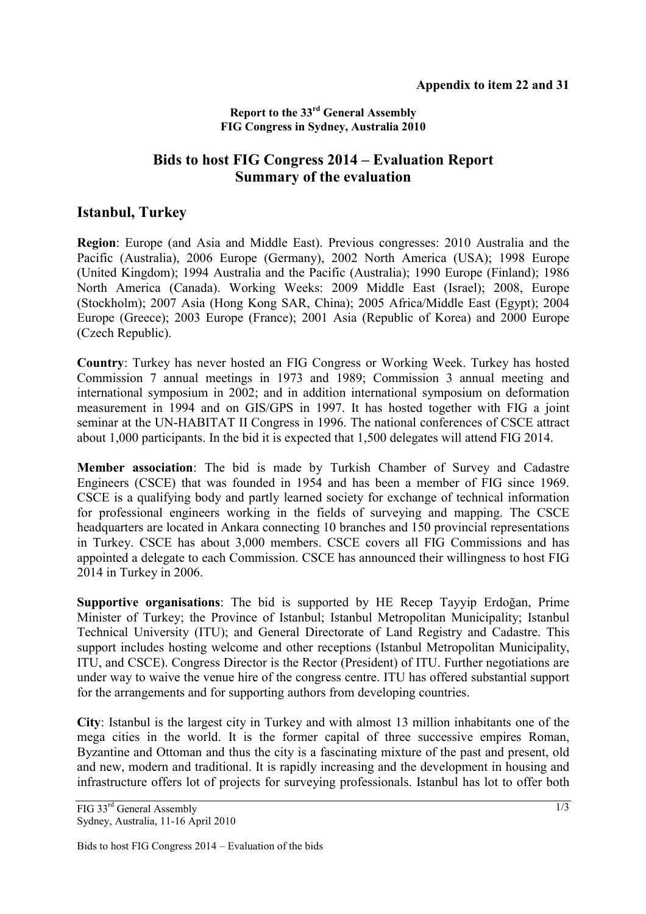**Appendix to item 22 and 31**

**Report to the 33rd General Assembly**
**FIG Congress in Sydney, Australia 2010**

## Bids to host FIG Congress 2014 – Evaluation Report
## Summary of the evaluation

# Istanbul, Turkey

**Region**: Europe (and Asia and Middle East). Previous congresses: 2010 Australia and the Pacific (Australia), 2006 Europe (Germany), 2002 North America (USA); 1998 Europe (United Kingdom); 1994 Australia and the Pacific (Australia); 1990 Europe (Finland); 1986 North America (Canada). Working Weeks: 2009 Middle East (Israel); 2008, Europe (Stockholm); 2007 Asia (Hong Kong SAR, China); 2005 Africa/Middle East (Egypt); 2004 Europe (Greece); 2003 Europe (France); 2001 Asia (Republic of Korea) and 2000 Europe (Czech Republic).

**Country**: Turkey has never hosted an FIG Congress or Working Week. Turkey has hosted Commission 7 annual meetings in 1973 and 1989; Commission 3 annual meeting and international symposium in 2002; and in addition international symposium on deformation measurement in 1994 and on GIS/GPS in 1997. It has hosted together with FIG a joint seminar at the UN-HABITAT II Congress in 1996. The national conferences of CSCE attract about 1,000 participants. In the bid it is expected that 1,500 delegates will attend FIG 2014.

**Member association**: The bid is made by Turkish Chamber of Survey and Cadastre Engineers (CSCE) that was founded in 1954 and has been a member of FIG since 1969. CSCE is a qualifying body and partly learned society for exchange of technical information for professional engineers working in the fields of surveying and mapping. The CSCE headquarters are located in Ankara connecting 10 branches and 150 provincial representations in Turkey. CSCE has about 3,000 members. CSCE covers all FIG Commissions and has appointed a delegate to each Commission. CSCE has announced their willingness to host FIG 2014 in Turkey in 2006.

**Supportive organisations**: The bid is supported by HE Recep Tayyip Erdoğan, Prime Minister of Turkey; the Province of Istanbul; Istanbul Metropolitan Municipality; Istanbul Technical University (ITU); and General Directorate of Land Registry and Cadastre. This support includes hosting welcome and other receptions (Istanbul Metropolitan Municipality, ITU, and CSCE). Congress Director is the Rector (President) of ITU. Further negotiations are under way to waive the venue hire of the congress centre. ITU has offered substantial support for the arrangements and for supporting authors from developing countries.

**City**: Istanbul is the largest city in Turkey and with almost 13 million inhabitants one of the mega cities in the world. It is the former capital of three successive empires Roman, Byzantine and Ottoman and thus the city is a fascinating mixture of the past and present, old and new, modern and traditional. It is rapidly increasing and the development in housing and infrastructure offers lot of projects for surveying professionals. Istanbul has lot to offer both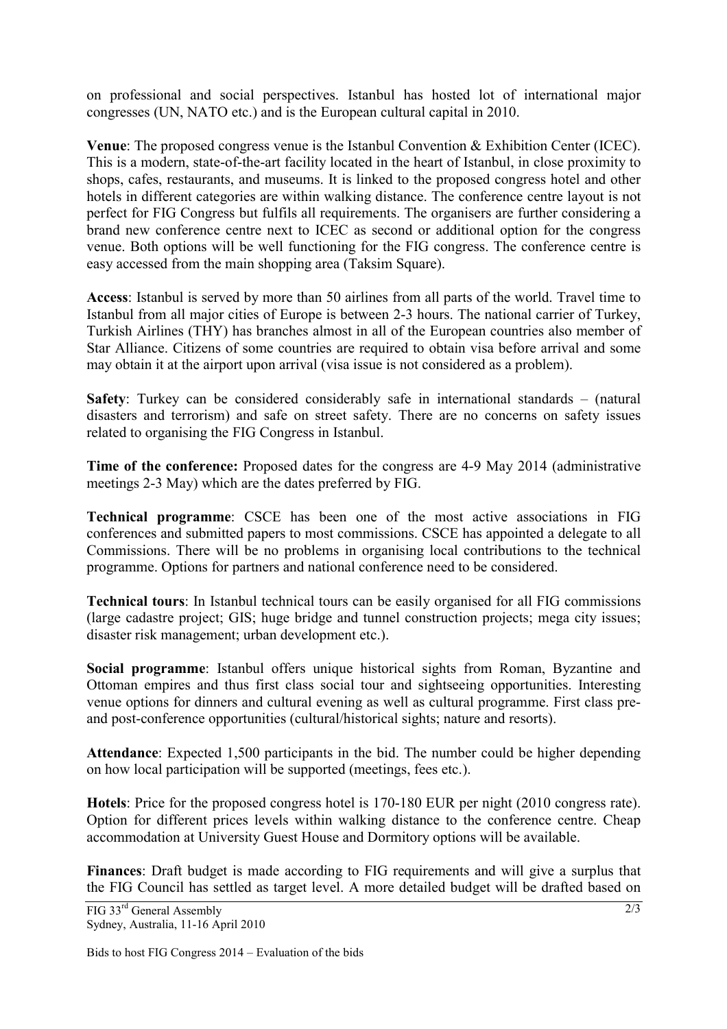on professional and social perspectives. Istanbul has hosted lot of international major congresses (UN, NATO etc.) and is the European cultural capital in 2010.

**Venue**: The proposed congress venue is the Istanbul Convention & Exhibition Center (ICEC). This is a modern, state-of-the-art facility located in the heart of Istanbul, in close proximity to shops, cafes, restaurants, and museums. It is linked to the proposed congress hotel and other hotels in different categories are within walking distance. The conference centre layout is not perfect for FIG Congress but fulfils all requirements. The organisers are further considering a brand new conference centre next to ICEC as second or additional option for the congress venue. Both options will be well functioning for the FIG congress. The conference centre is easy accessed from the main shopping area (Taksim Square).

**Access**: Istanbul is served by more than 50 airlines from all parts of the world. Travel time to Istanbul from all major cities of Europe is between 2-3 hours. The national carrier of Turkey, Turkish Airlines (THY) has branches almost in all of the European countries also member of Star Alliance. Citizens of some countries are required to obtain visa before arrival and some may obtain it at the airport upon arrival (visa issue is not considered as a problem).

**Safety**: Turkey can be considered considerably safe in international standards – (natural disasters and terrorism) and safe on street safety. There are no concerns on safety issues related to organising the FIG Congress in Istanbul.

**Time of the conference:** Proposed dates for the congress are 4-9 May 2014 (administrative meetings 2-3 May) which are the dates preferred by FIG.

**Technical programme**: CSCE has been one of the most active associations in FIG conferences and submitted papers to most commissions. CSCE has appointed a delegate to all Commissions. There will be no problems in organising local contributions to the technical programme. Options for partners and national conference need to be considered.

**Technical tours**: In Istanbul technical tours can be easily organised for all FIG commissions (large cadastre project; GIS; huge bridge and tunnel construction projects; mega city issues; disaster risk management; urban development etc.).

**Social programme**: Istanbul offers unique historical sights from Roman, Byzantine and Ottoman empires and thus first class social tour and sightseeing opportunities. Interesting venue options for dinners and cultural evening as well as cultural programme. First class pre- and post-conference opportunities (cultural/historical sights; nature and resorts).

**Attendance**: Expected 1,500 participants in the bid. The number could be higher depending on how local participation will be supported (meetings, fees etc.).

**Hotels**: Price for the proposed congress hotel is 170-180 EUR per night (2010 congress rate). Option for different prices levels within walking distance to the conference centre. Cheap accommodation at University Guest House and Dormitory options will be available.

**Finances**: Draft budget is made according to FIG requirements and will give a surplus that the FIG Council has settled as target level. A more detailed budget will be drafted based on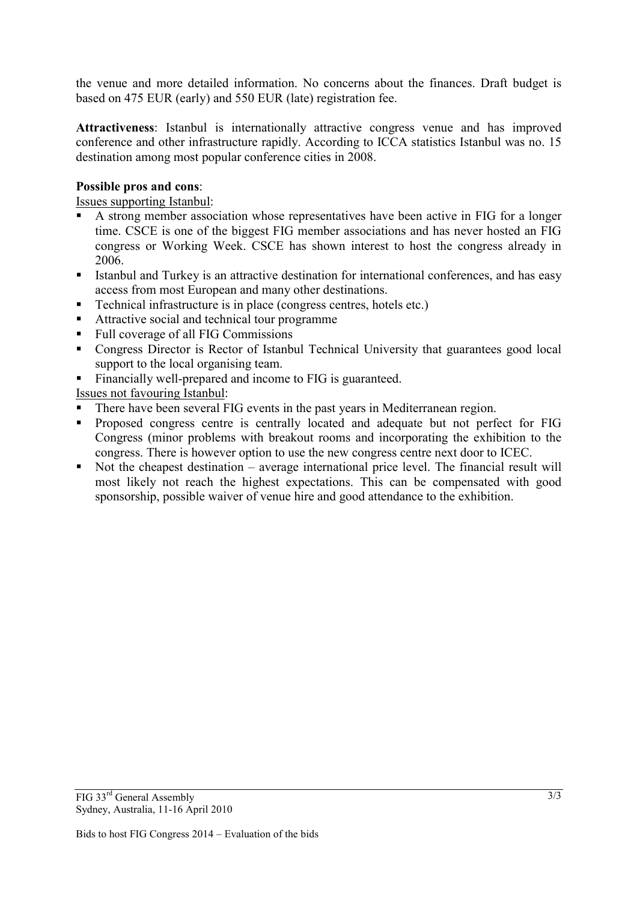the venue and more detailed information. No concerns about the finances. Draft budget is based on 475 EUR (early) and 550 EUR (late) registration fee.

**Attractiveness**: Istanbul is internationally attractive congress venue and has improved conference and other infrastructure rapidly. According to ICCA statistics Istanbul was no. 15 destination among most popular conference cities in 2008.

**Possible pros and cons**:

Issues supporting Istanbul:

- A strong member association whose representatives have been active in FIG for a longer time. CSCE is one of the biggest FIG member associations and has never hosted an FIG congress or Working Week. CSCE has shown interest to host the congress already in 2006.
- Istanbul and Turkey is an attractive destination for international conferences, and has easy access from most European and many other destinations.
- Technical infrastructure is in place (congress centres, hotels etc.)
- Attractive social and technical tour programme
- Full coverage of all FIG Commissions
- Congress Director is Rector of Istanbul Technical University that guarantees good local support to the local organising team.
- Financially well-prepared and income to FIG is guaranteed.

Issues not favouring Istanbul:

- There have been several FIG events in the past years in Mediterranean region.
- Proposed congress centre is centrally located and adequate but not perfect for FIG Congress (minor problems with breakout rooms and incorporating the exhibition to the congress. There is however option to use the new congress centre next door to ICEC.
- Not the cheapest destination – average international price level. The financial result will most likely not reach the highest expectations. This can be compensated with good sponsorship, possible waiver of venue hire and good attendance to the exhibition.